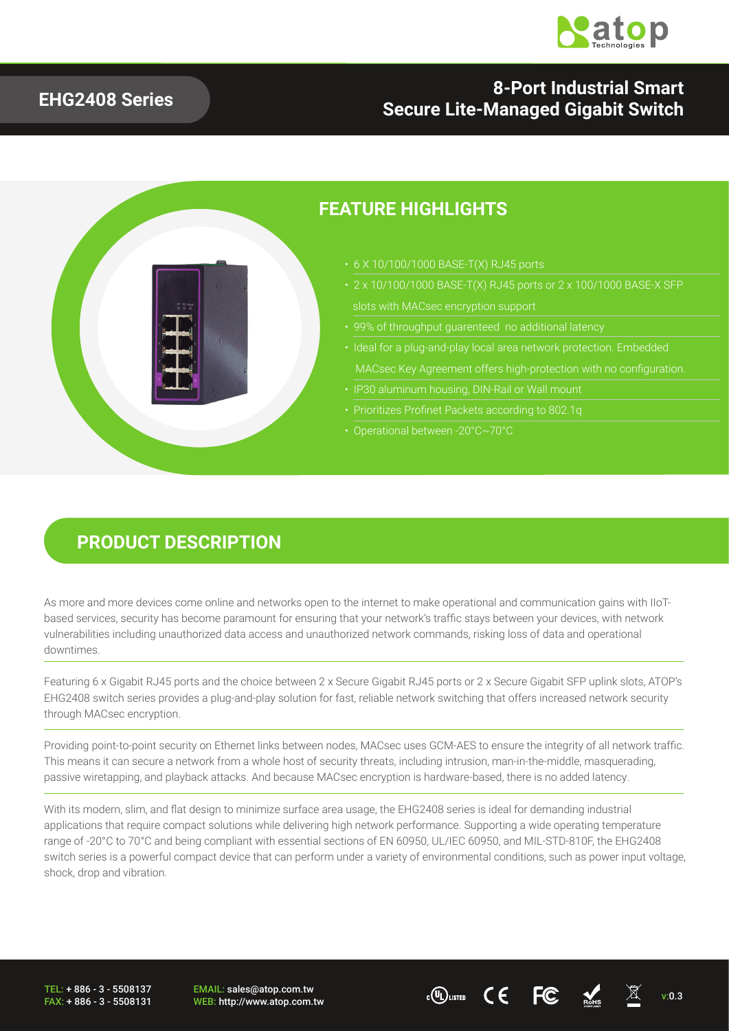# EHG2408 Series

## 8-Port Industrial Smart Secure Lite-Managed Gigabit Switch

## FEATURE HIGHLIGHTS

- 6 X 10/100/1000 BASE-T(X) RJ45 ports
- 2 x 10/100/1000 BASE-T(X) RJ45 ports or 2 x 100/1000 BASE-X SFP slots with MACsec encryption support
- 99% of throughput guarenteed no additional latency
- Ideal for a plug-and-play local area network protection. Embedded MACsec Key Agreement offers high-protection with no configuration.
- IP30 aluminum housing, DIN-Rail or Wall mount
- Prioritizes Profinet Packets according to 802.1q
- Operational between -20°C~70°C

## PRODUCT DESCRIPTION

As more and more devices come online and networks open to the internet to make operational and communication gains with IIoT-based services, security has become paramount for ensuring that your network's traffic stays between your devices, with network vulnerabilities including unauthorized data access and unauthorized network commands, risking loss of data and operational downtimes.

Featuring 6 x Gigabit RJ45 ports and the choice between 2 x Secure Gigabit RJ45 ports or 2 x Secure Gigabit SFP uplink slots, ATOP's EHG2408 switch series provides a plug-and-play solution for fast, reliable network switching that offers increased network security through MACsec encryption.

Providing point-to-point security on Ethernet links between nodes, MACsec uses GCM-AES to ensure the integrity of all network traffic. This means it can secure a network from a whole host of security threats, including intrusion, man-in-the-middle, masquerading, passive wiretapping, and playback attacks. And because MACsec encryption is hardware-based, there is no added latency.

With its modern, slim, and flat design to minimize surface area usage, the EHG2408 series is ideal for demanding industrial applications that require compact solutions while delivering high network performance. Supporting a wide operating temperature range of -20°C to 70°C and being compliant with essential sections of EN 60950, UL/IEC 60950, and MIL-STD-810F, the EHG2408 switch series is a powerful compact device that can perform under a variety of environmental conditions, such as power input voltage, shock, drop and vibration.

TEL: + 886 - 3 - 5508137
FAX: + 886 - 3 - 5508131

EMAIL: sales@atop.com.tw
WEB: http://www.atop.com.tw

v:0.3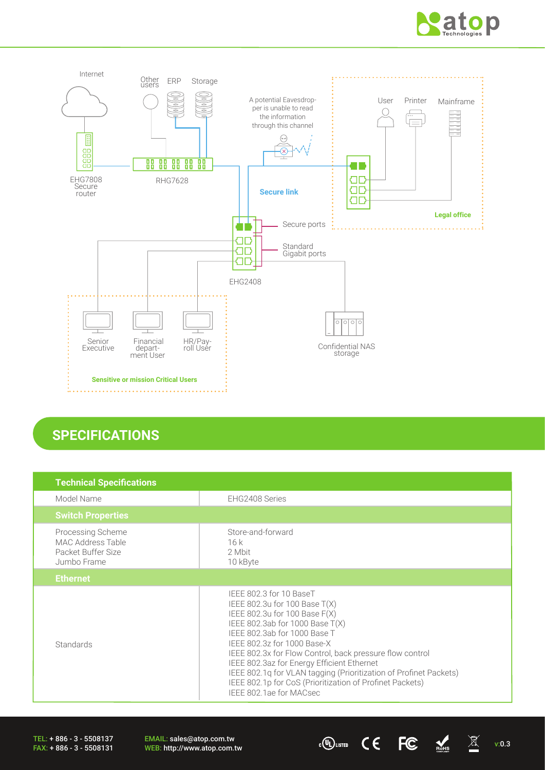Internet

EHG7808 Secure router

Other users

ERP

Storage

RHG7628

A potential Eavesdropper is unable to read the information through this channel

Secure link

User

Printer

Mainframe

Legal office

Secure ports

Standard Gigabit ports

EHG2408

Senior Executive

Financial department User

HR/Payroll User

Sensitive or mission Critical Users

Confidential NAS storage

## SPECIFICATIONS

| Technical Specifications | |
|---|---|
| Model Name | EHG2408 Series |
| **Switch Properties** | |
| Processing Scheme<br>MAC Address Table<br>Packet Buffer Size<br>Jumbo Frame | Store-and-forward<br>16 k<br>2 Mbit<br>10 kByte |
| **Ethernet** | |
| Standards | IEEE 802.3 for 10 BaseT<br>IEEE 802.3u for 100 Base T(X)<br>IEEE 802.3u for 100 Base F(X)<br>IEEE 802.3ab for 1000 Base T(X)<br>IEEE 802.3ab for 1000 Base T<br>IEEE 802.3z for 1000 Base-X<br>IEEE 802.3x for Flow Control, back pressure flow control<br>IEEE 802.3az for Energy Efficient Ethernet<br>IEEE 802.1q for VLAN tagging (Prioritization of Profinet Packets)<br>IEEE 802.1p for CoS (Prioritization of Profinet Packets)<br>IEEE 802.1ae for MACsec |

TEL: + 886 - 3 - 5508137
FAX: + 886 - 3 - 5508131

EMAIL: sales@atop.com.tw
WEB: http://www.atop.com.tw

v:0.3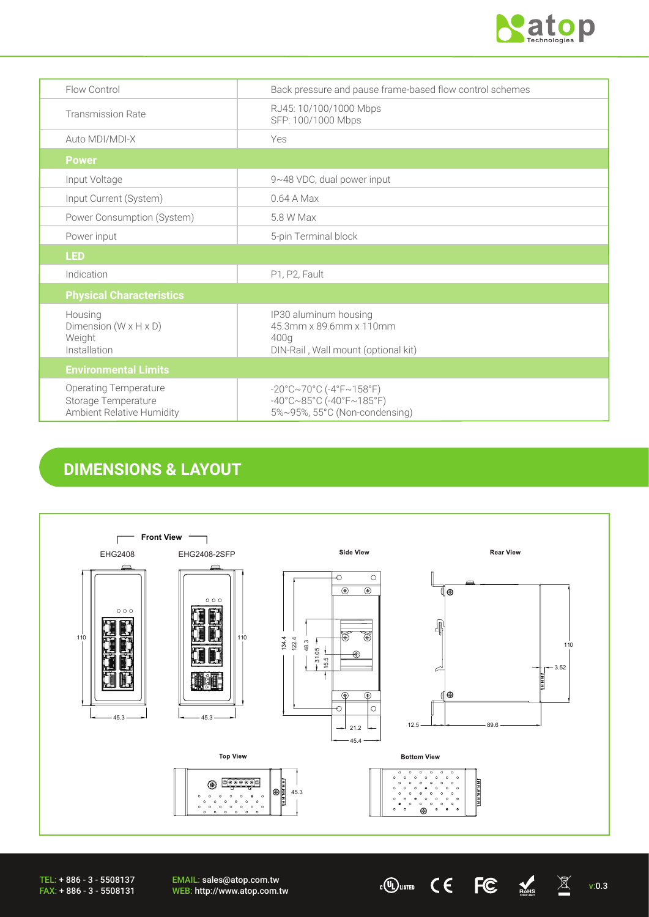| | |
|---|---|
| Flow Control | Back pressure and pause frame-based flow control schemes |
| Transmission Rate | RJ45: 10/100/1000 Mbps<br>SFP: 100/1000 Mbps |
| Auto MDI/MDI-X | Yes |
| **Power** | |
| Input Voltage | 9~48 VDC, dual power input |
| Input Current (System) | 0.64 A Max |
| Power Consumption (System) | 5.8 W Max |
| Power input | 5-pin Terminal block |
| **LED** | |
| Indication | P1, P2, Fault |
| **Physical Characteristics** | |
| Housing<br>Dimension (W x H x D)<br>Weight<br>Installation | IP30 aluminum housing<br>45.3mm x 89.6mm x 110mm<br>400g<br>DIN-Rail , Wall mount (optional kit) |
| **Environmental Limits** | |
| Operating Temperature<br>Storage Temperature<br>Ambient Relative Humidity | -20°C~70°C (-4°F~158°F)<br>-40°C~85°C (-40°F~185°F)<br>5%~95%, 55°C (Non-condensing) |

## DIMENSIONS & LAYOUT

Front View: EHG2408, EHG2408-2SFP

Side View

Rear View

Top View

Bottom View

TEL: + 886 - 3 - 5508137
FAX: + 886 - 3 - 5508131

EMAIL: sales@atop.com.tw
WEB: http://www.atop.com.tw

v:0.3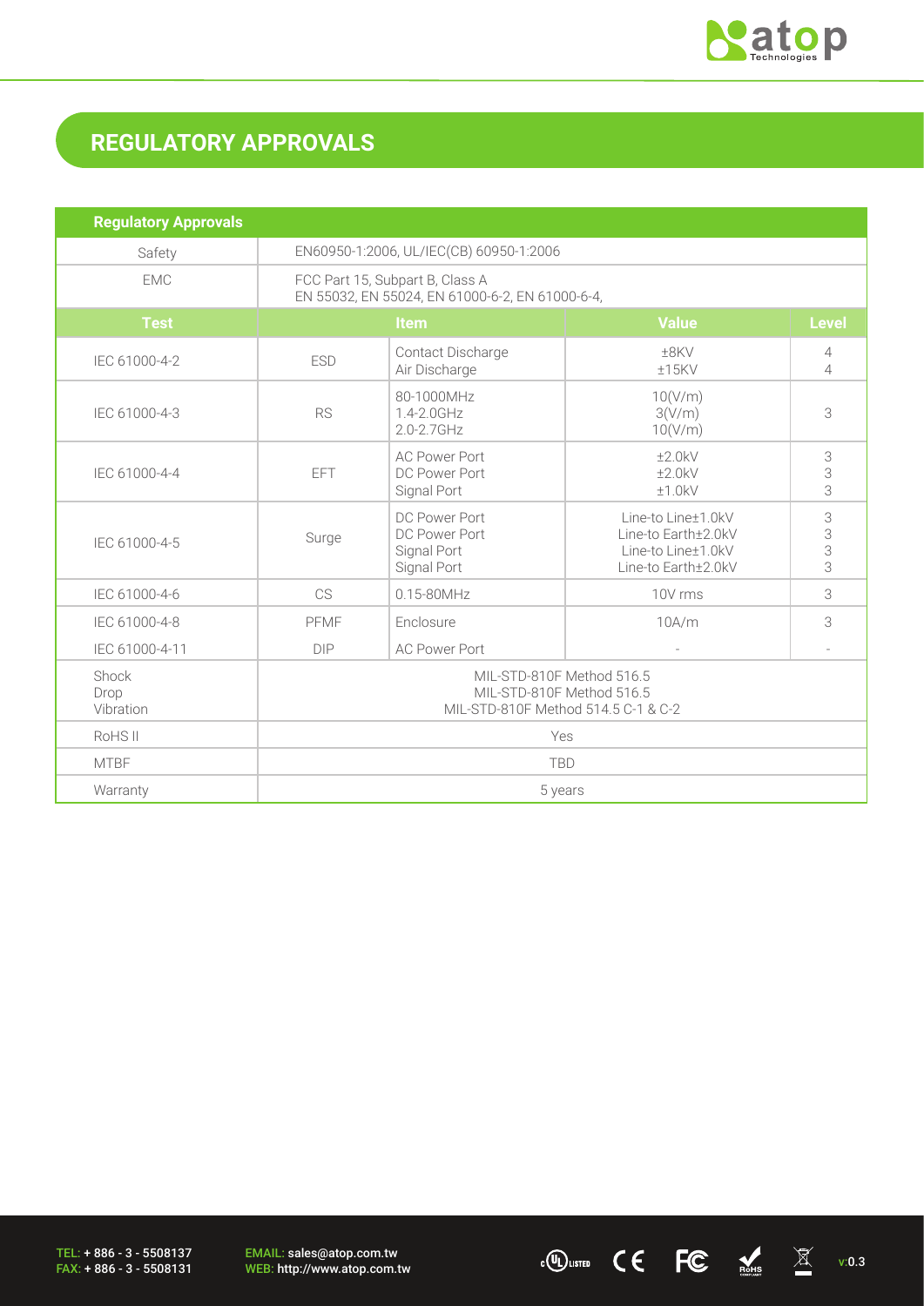# REGULATORY APPROVALS

| Regulatory Approvals | | | | |
|---|---|---|---|---|
| Safety | EN60950-1:2006, UL/IEC(CB) 60950-1:2006 | | | |
| EMC | FCC Part 15, Subpart B, Class A<br>EN 55032, EN 55024, EN 61000-6-2, EN 61000-6-4, | | | |
| **Test** | **Item** | | **Value** | **Level** |
| IEC 61000-4-2 | ESD | Contact Discharge<br>Air Discharge | ±8KV<br>±15KV | 4<br>4 |
| IEC 61000-4-3 | RS | 80-1000MHz<br>1.4-2.0GHz<br>2.0-2.7GHz | 10(V/m)<br>3(V/m)<br>10(V/m) | 3 |
| IEC 61000-4-4 | EFT | AC Power Port<br>DC Power Port<br>Signal Port | ±2.0kV<br>±2.0kV<br>±1.0kV | 3<br>3<br>3 |
| IEC 61000-4-5 | Surge | DC Power Port<br>DC Power Port<br>Signal Port<br>Signal Port | Line-to Line±1.0kV<br>Line-to Earth±2.0kV<br>Line-to Line±1.0kV<br>Line-to Earth±2.0kV | 3<br>3<br>3<br>3 |
| IEC 61000-4-6 | CS | 0.15-80MHz | 10V rms | 3 |
| IEC 61000-4-8 | PFMF | Enclosure | 10A/m | 3 |
| IEC 61000-4-11 | DIP | AC Power Port | - | - |
| Shock<br>Drop<br>Vibration | MIL-STD-810F Method 516.5<br>MIL-STD-810F Method 516.5<br>MIL-STD-810F Method 514.5 C-1 & C-2 | | | |
| RoHS II | Yes | | | |
| MTBF | TBD | | | |
| Warranty | 5 years | | | |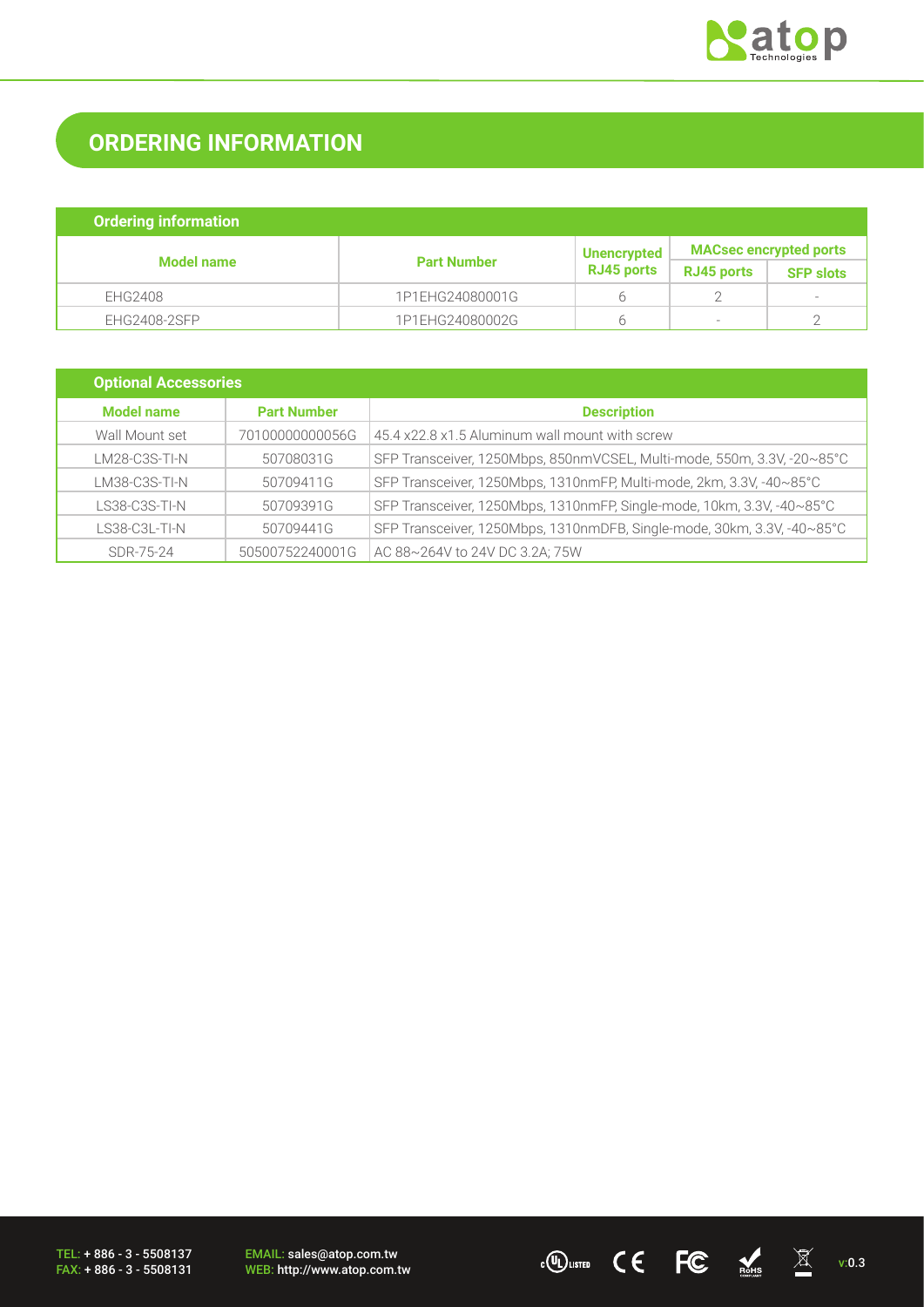# ORDERING INFORMATION

| Ordering information | | | | |
|---|---|---|---|---|
| **Model name** | **Part Number** | **Unencrypted RJ45 ports** | **MACsec encrypted ports** | |
| | | | **RJ45 ports** | **SFP slots** |
| EHG2408 | 1P1EHG24080001G | 6 | 2 | - |
| EHG2408-2SFP | 1P1EHG24080002G | 6 | - | 2 |

| Optional Accessories | | |
|---|---|---|
| **Model name** | **Part Number** | **Description** |
| Wall Mount set | 70100000000056G | 45.4 x22.8 x1.5 Aluminum wall mount with screw |
| LM28-C3S-TI-N | 50708031G | SFP Transceiver, 1250Mbps, 850nmVCSEL, Multi-mode, 550m, 3.3V, -20~85°C |
| LM38-C3S-TI-N | 50709411G | SFP Transceiver, 1250Mbps, 1310nmFP, Multi-mode, 2km, 3.3V, -40~85°C |
| LS38-C3S-TI-N | 50709391G | SFP Transceiver, 1250Mbps, 1310nmFP, Single-mode, 10km, 3.3V, -40~85°C |
| LS38-C3L-TI-N | 50709441G | SFP Transceiver, 1250Mbps, 1310nmDFB, Single-mode, 30km, 3.3V, -40~85°C |
| SDR-75-24 | 50500752240001G | AC 88~264V to 24V DC 3.2A; 75W |

TEL: + 886 - 3 - 5508137
FAX: + 886 - 3 - 5508131

EMAIL: sales@atop.com.tw
WEB: http://www.atop.com.tw

v:0.3